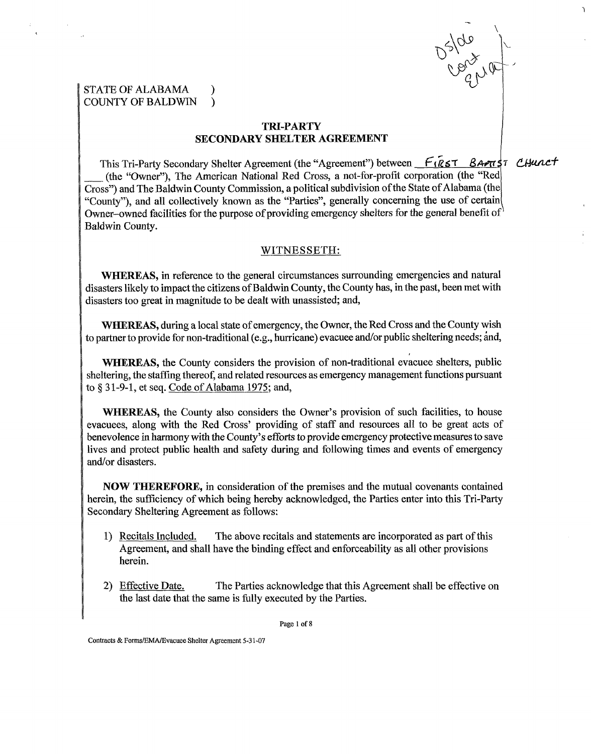05/06 cont EMA

STATE OF ALABAMA )
COUNTY OF BALDWIN )

**TRI-PARTY**
**SECONDARY SHELTER AGREEMENT**

This Tri-Party Secondary Shelter Agreement (the "Agreement") between First Baptist Church (the "Owner"), The American National Red Cross, a not-for-profit corporation (the "Red Cross") and The Baldwin County Commission, a political subdivision of the State of Alabama (the "County"), and all collectively known as the "Parties", generally concerning the use of certain Owner–owned facilities for the purpose of providing emergency shelters for the general benefit of Baldwin County.

WITNESSETH:

**WHEREAS,** in reference to the general circumstances surrounding emergencies and natural disasters likely to impact the citizens of Baldwin County, the County has, in the past, been met with disasters too great in magnitude to be dealt with unassisted; and,

**WHEREAS,** during a local state of emergency, the Owner, the Red Cross and the County wish to partner to provide for non-traditional (e.g., hurricane) evacuee and/or public sheltering needs; and,

**WHEREAS,** the County considers the provision of non-traditional evacuee shelters, public sheltering, the staffing thereof, and related resources as emergency management functions pursuant to § 31-9-1, et seq. Code of Alabama 1975; and,

**WHEREAS,** the County also considers the Owner's provision of such facilities, to house evacuees, along with the Red Cross' providing of staff and resources all to be great acts of benevolence in harmony with the County's efforts to provide emergency protective measures to save lives and protect public health and safety during and following times and events of emergency and/or disasters.

**NOW THEREFORE,** in consideration of the premises and the mutual covenants contained herein, the sufficiency of which being hereby acknowledged, the Parties enter into this Tri-Party Secondary Sheltering Agreement as follows:

1) Recitals Included. The above recitals and statements are incorporated as part of this Agreement, and shall have the binding effect and enforceability as all other provisions herein.

2) Effective Date. The Parties acknowledge that this Agreement shall be effective on the last date that the same is fully executed by the Parties.

Contracts & Forms/EMA/Evacuee Shelter Agreement 5-31-07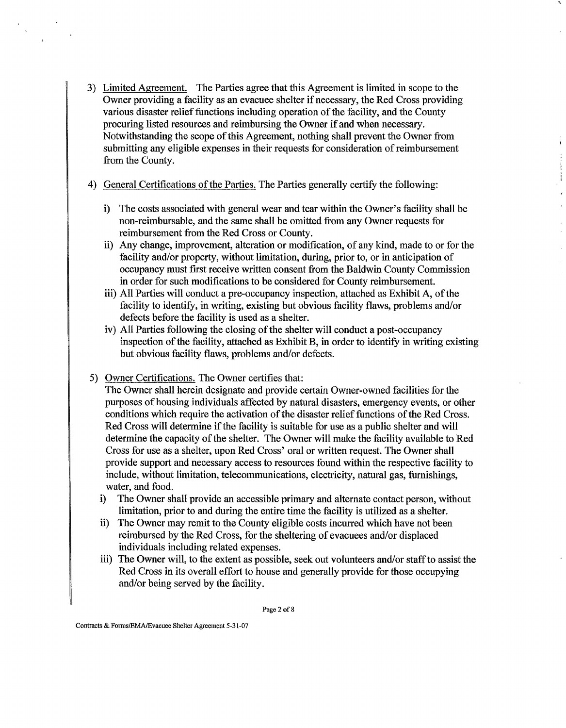3) <u>Limited Agreement.</u> The Parties agree that this Agreement is limited in scope to the Owner providing a facility as an evacuee shelter if necessary, the Red Cross providing various disaster relief functions including operation of the facility, and the County procuring listed resources and reimbursing the Owner if and when necessary. Notwithstanding the scope of this Agreement, nothing shall prevent the Owner from submitting any eligible expenses in their requests for consideration of reimbursement from the County.

4) <u>General Certifications of the Parties.</u> The Parties generally certify the following:

   i) The costs associated with general wear and tear within the Owner's facility shall be non-reimbursable, and the same shall be omitted from any Owner requests for reimbursement from the Red Cross or County.

   ii) Any change, improvement, alteration or modification, of any kind, made to or for the facility and/or property, without limitation, during, prior to, or in anticipation of occupancy must first receive written consent from the Baldwin County Commission in order for such modifications to be considered for County reimbursement.

   iii) All Parties will conduct a pre-occupancy inspection, attached as Exhibit A, of the facility to identify, in writing, existing but obvious facility flaws, problems and/or defects before the facility is used as a shelter.

   iv) All Parties following the closing of the shelter will conduct a post-occupancy inspection of the facility, attached as Exhibit B, in order to identify in writing existing but obvious facility flaws, problems and/or defects.

5) <u>Owner Certifications.</u> The Owner certifies that:
   The Owner shall herein designate and provide certain Owner-owned facilities for the purposes of housing individuals affected by natural disasters, emergency events, or other conditions which require the activation of the disaster relief functions of the Red Cross. Red Cross will determine if the facility is suitable for use as a public shelter and will determine the capacity of the shelter. The Owner will make the facility available to Red Cross for use as a shelter, upon Red Cross' oral or written request. The Owner shall provide support and necessary access to resources found within the respective facility to include, without limitation, telecommunications, electricity, natural gas, furnishings, water, and food.

   i) The Owner shall provide an accessible primary and alternate contact person, without limitation, prior to and during the entire time the facility is utilized as a shelter.

   ii) The Owner may remit to the County eligible costs incurred which have not been reimbursed by the Red Cross, for the sheltering of evacuees and/or displaced individuals including related expenses.

   iii) The Owner will, to the extent as possible, seek out volunteers and/or staff to assist the Red Cross in its overall effort to house and generally provide for those occupying and/or being served by the facility.

Contracts & Forms/EMA/Evacuee Shelter Agreement 5-31-07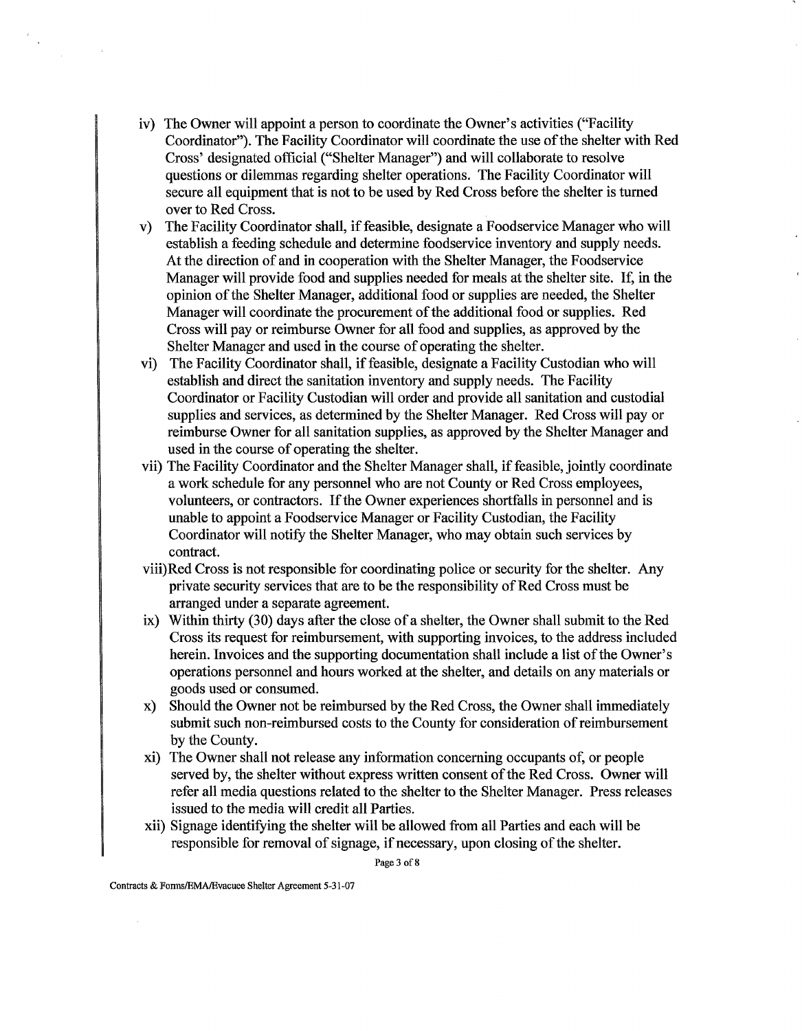iv) The Owner will appoint a person to coordinate the Owner's activities ("Facility Coordinator"). The Facility Coordinator will coordinate the use of the shelter with Red Cross' designated official ("Shelter Manager") and will collaborate to resolve questions or dilemmas regarding shelter operations. The Facility Coordinator will secure all equipment that is not to be used by Red Cross before the shelter is turned over to Red Cross.

v) The Facility Coordinator shall, if feasible, designate a Foodservice Manager who will establish a feeding schedule and determine foodservice inventory and supply needs. At the direction of and in cooperation with the Shelter Manager, the Foodservice Manager will provide food and supplies needed for meals at the shelter site. If, in the opinion of the Shelter Manager, additional food or supplies are needed, the Shelter Manager will coordinate the procurement of the additional food or supplies. Red Cross will pay or reimburse Owner for all food and supplies, as approved by the Shelter Manager and used in the course of operating the shelter.

vi) The Facility Coordinator shall, if feasible, designate a Facility Custodian who will establish and direct the sanitation inventory and supply needs. The Facility Coordinator or Facility Custodian will order and provide all sanitation and custodial supplies and services, as determined by the Shelter Manager. Red Cross will pay or reimburse Owner for all sanitation supplies, as approved by the Shelter Manager and used in the course of operating the shelter.

vii) The Facility Coordinator and the Shelter Manager shall, if feasible, jointly coordinate a work schedule for any personnel who are not County or Red Cross employees, volunteers, or contractors. If the Owner experiences shortfalls in personnel and is unable to appoint a Foodservice Manager or Facility Custodian, the Facility Coordinator will notify the Shelter Manager, who may obtain such services by contract.

viii) Red Cross is not responsible for coordinating police or security for the shelter. Any private security services that are to be the responsibility of Red Cross must be arranged under a separate agreement.

ix) Within thirty (30) days after the close of a shelter, the Owner shall submit to the Red Cross its request for reimbursement, with supporting invoices, to the address included herein. Invoices and the supporting documentation shall include a list of the Owner's operations personnel and hours worked at the shelter, and details on any materials or goods used or consumed.

x) Should the Owner not be reimbursed by the Red Cross, the Owner shall immediately submit such non-reimbursed costs to the County for consideration of reimbursement by the County.

xi) The Owner shall not release any information concerning occupants of, or people served by, the shelter without express written consent of the Red Cross. Owner will refer all media questions related to the shelter to the Shelter Manager. Press releases issued to the media will credit all Parties.

xii) Signage identifying the shelter will be allowed from all Parties and each will be responsible for removal of signage, if necessary, upon closing of the shelter.

Contracts & Forms/EMA/Evacuee Shelter Agreement 5-31-07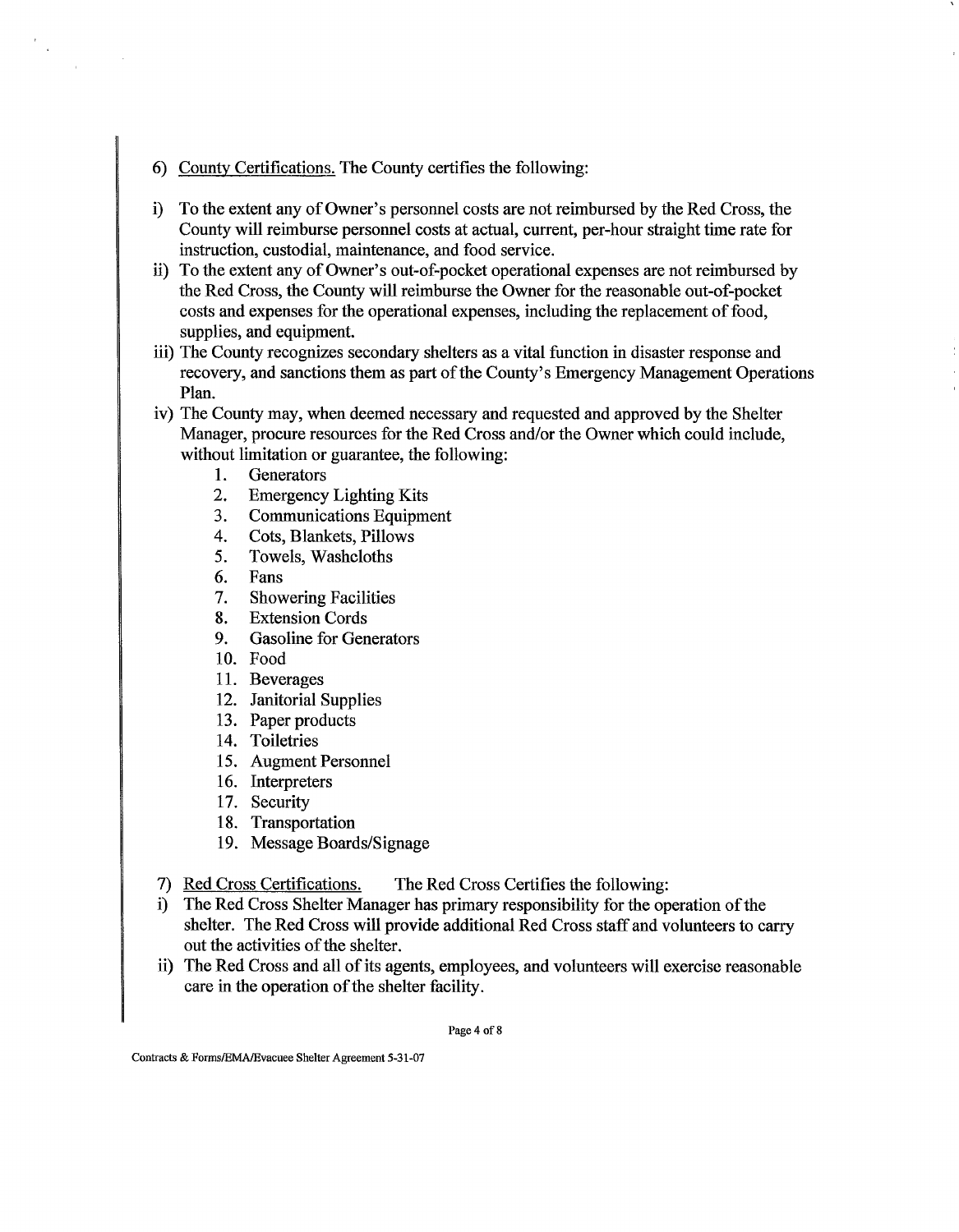6) <u>County Certifications.</u> The County certifies the following:

i) To the extent any of Owner's personnel costs are not reimbursed by the Red Cross, the County will reimburse personnel costs at actual, current, per-hour straight time rate for instruction, custodial, maintenance, and food service.

ii) To the extent any of Owner's out-of-pocket operational expenses are not reimbursed by the Red Cross, the County will reimburse the Owner for the reasonable out-of-pocket costs and expenses for the operational expenses, including the replacement of food, supplies, and equipment.

iii) The County recognizes secondary shelters as a vital function in disaster response and recovery, and sanctions them as part of the County's Emergency Management Operations Plan.

iv) The County may, when deemed necessary and requested and approved by the Shelter Manager, procure resources for the Red Cross and/or the Owner which could include, without limitation or guarantee, the following:

1. Generators
2. Emergency Lighting Kits
3. Communications Equipment
4. Cots, Blankets, Pillows
5. Towels, Washcloths
6. Fans
7. Showering Facilities
8. Extension Cords
9. Gasoline for Generators
10. Food
11. Beverages
12. Janitorial Supplies
13. Paper products
14. Toiletries
15. Augment Personnel
16. Interpreters
17. Security
18. Transportation
19. Message Boards/Signage

7) <u>Red Cross Certifications.</u> The Red Cross Certifies the following:

i) The Red Cross Shelter Manager has primary responsibility for the operation of the shelter. The Red Cross will provide additional Red Cross staff and volunteers to carry out the activities of the shelter.

ii) The Red Cross and all of its agents, employees, and volunteers will exercise reasonable care in the operation of the shelter facility.

Contracts & Forms/EMA/Evacuee Shelter Agreement 5-31-07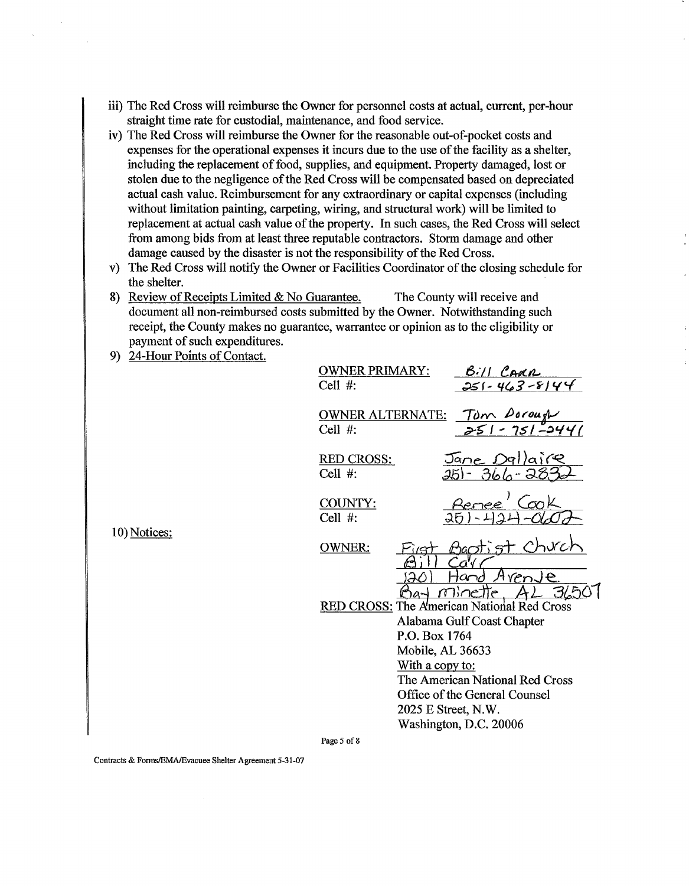iii) The Red Cross will reimburse the Owner for personnel costs at actual, current, per-hour straight time rate for custodial, maintenance, and food service.

iv) The Red Cross will reimburse the Owner for the reasonable out-of-pocket costs and expenses for the operational expenses it incurs due to the use of the facility as a shelter, including the replacement of food, supplies, and equipment. Property damaged, lost or stolen due to the negligence of the Red Cross will be compensated based on depreciated actual cash value. Reimbursement for any extraordinary or capital expenses (including without limitation painting, carpeting, wiring, and structural work) will be limited to replacement at actual cash value of the property. In such cases, the Red Cross will select from among bids from at least three reputable contractors. Storm damage and other damage caused by the disaster is not the responsibility of the Red Cross.

v) The Red Cross will notify the Owner or Facilities Coordinator of the closing schedule for the shelter.

8) Review of Receipts Limited & No Guarantee. The County will receive and document all non-reimbursed costs submitted by the Owner. Notwithstanding such receipt, the County makes no guarantee, warrantee or opinion as to the eligibility or payment of such expenditures.

9) 24-Hour Points of Contact.

OWNER PRIMARY: Bill Carr
Cell #: 251-463-8144

OWNER ALTERNATE: Tom Dorough
Cell #: 251-751-2441

RED CROSS: Jane Dallaire
Cell #: 251-366-2832

COUNTY: Renee' Cook
Cell #: 251-424-0602

10) Notices:

OWNER: First Baptist Church
Bill Carr
1201 Hand Avenue
Bay Minette, AL 36507

RED CROSS: The American National Red Cross
Alabama Gulf Coast Chapter
P.O. Box 1764
Mobile, AL 36633
With a copy to:
The American National Red Cross
Office of the General Counsel
2025 E Street, N.W.
Washington, D.C. 20006

Contracts & Forms/EMA/Evacuee Shelter Agreement 5-31-07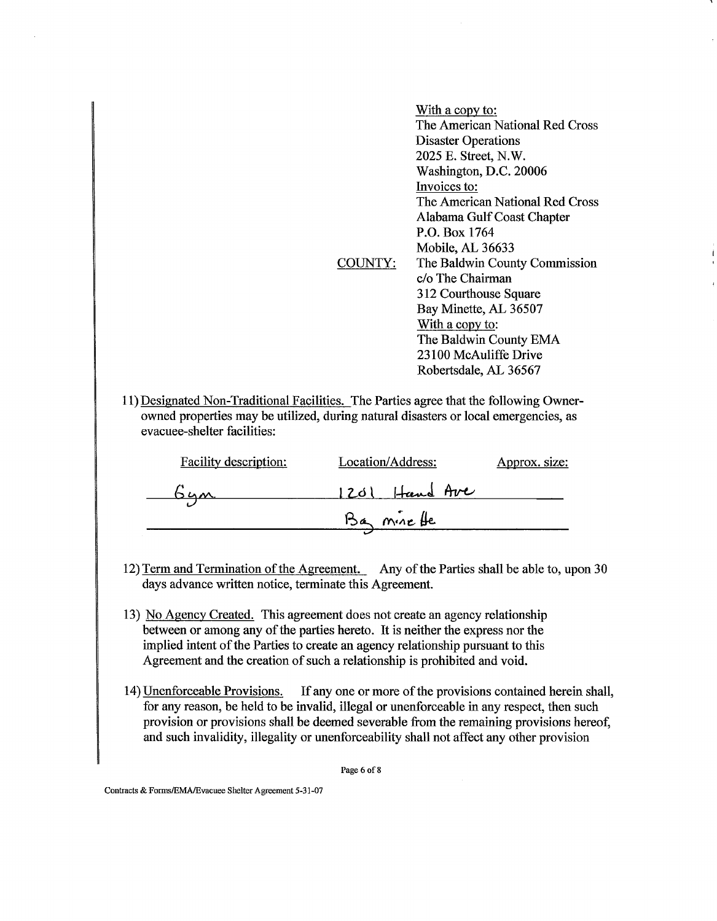With a copy to:
The American National Red Cross
Disaster Operations
2025 E. Street, N.W.
Washington, D.C. 20006

Invoices to:
The American National Red Cross
Alabama Gulf Coast Chapter
P.O. Box 1764
Mobile, AL 36633

COUNTY: The Baldwin County Commission
c/o The Chairman
312 Courthouse Square
Bay Minette, AL 36507

With a copy to:
The Baldwin County EMA
23100 McAuliffe Drive
Robertsdale, AL 36567

11) Designated Non-Traditional Facilities. The Parties agree that the following Owner-owned properties may be utilized, during natural disasters or local emergencies, as evacuee-shelter facilities:

| Facility description: | Location/Address: | Approx. size: |
| --- | --- | --- |
| Gym | 1201 Hand Ave | |
| | Bay minette | |

12) Term and Termination of the Agreement. Any of the Parties shall be able to, upon 30 days advance written notice, terminate this Agreement.

13) No Agency Created. This agreement does not create an agency relationship between or among any of the parties hereto. It is neither the express nor the implied intent of the Parties to create an agency relationship pursuant to this Agreement and the creation of such a relationship is prohibited and void.

14) Unenforceable Provisions. If any one or more of the provisions contained herein shall, for any reason, be held to be invalid, illegal or unenforceable in any respect, then such provision or provisions shall be deemed severable from the remaining provisions hereof, and such invalidity, illegality or unenforceability shall not affect any other provision

Contracts & Forms/EMA/Evacuee Shelter Agreement 5-31-07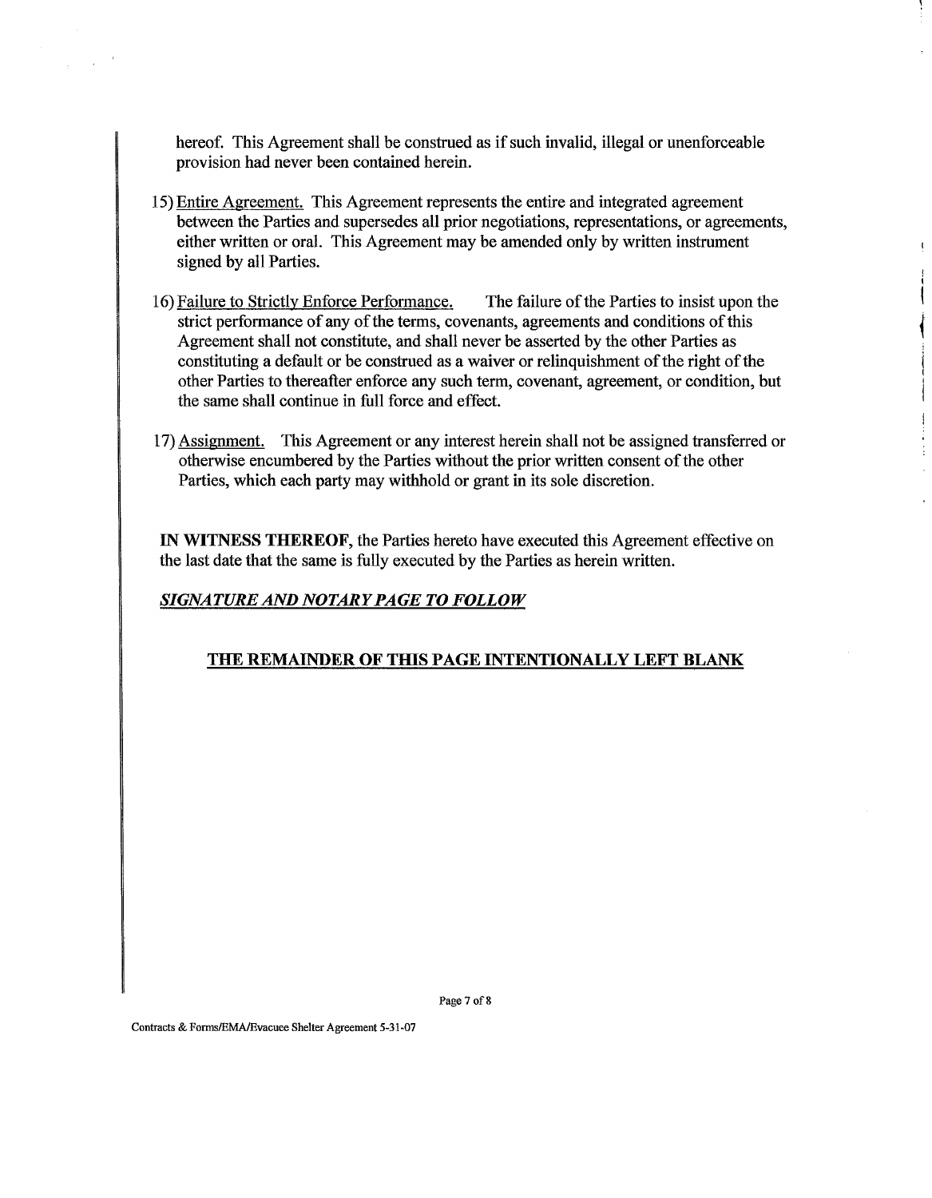hereof. This Agreement shall be construed as if such invalid, illegal or unenforceable provision had never been contained herein.

15) Entire Agreement. This Agreement represents the entire and integrated agreement between the Parties and supersedes all prior negotiations, representations, or agreements, either written or oral. This Agreement may be amended only by written instrument signed by all Parties.

16) Failure to Strictly Enforce Performance. The failure of the Parties to insist upon the strict performance of any of the terms, covenants, agreements and conditions of this Agreement shall not constitute, and shall never be asserted by the other Parties as constituting a default or be construed as a waiver or relinquishment of the right of the other Parties to thereafter enforce any such term, covenant, agreement, or condition, but the same shall continue in full force and effect.

17) Assignment. This Agreement or any interest herein shall not be assigned transferred or otherwise encumbered by the Parties without the prior written consent of the other Parties, which each party may withhold or grant in its sole discretion.

**IN WITNESS THEREOF**, the Parties hereto have executed this Agreement effective on the last date that the same is fully executed by the Parties as herein written.

***SIGNATURE AND NOTARY PAGE TO FOLLOW***

**THE REMAINDER OF THIS PAGE INTENTIONALLY LEFT BLANK**

Contracts & Forms/EMA/Evacuee Shelter Agreement 5-31-07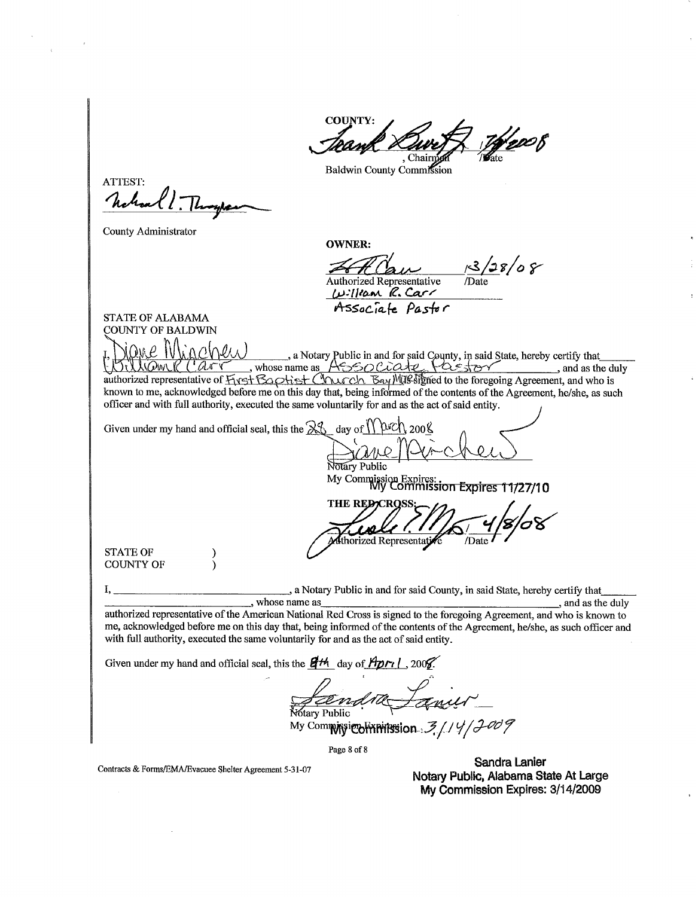**COUNTY:**

Frank Burt, 7/__/2008

, Chairman /Date

Baldwin County Commission

ATTEST:

Michael L. Thompson

County Administrator

**OWNER:**

W.R. Carr 3/28/08

Authorized Representative /Date

William R. Carr

Associate Pastor

STATE OF ALABAMA
COUNTY OF BALDWIN

I, Diane Minchew, a Notary Public in and for said County, in said State, hereby certify that William R. Carr, whose name as Associate Pastor, and as the duly authorized representative of First Baptist Church Bay Minette is signed to the foregoing Agreement, and who is known to me, acknowledged before me on this day that, being informed of the contents of the Agreement, he/she, as such officer and with full authority, executed the same voluntarily for and as the act of said entity.

Given under my hand and official seal, this the 28 day of March 2008

Diane Minchew

Notary Public

My Commission Expires: My Commission Expires 11/27/10

**THE RED CROSS:**

__________ 4/8/08

Authorized Representative /Date

STATE OF )
COUNTY OF )

I, ____________________, a Notary Public in and for said County, in said State, hereby certify that ____________________, whose name as ____________________, and as the duly authorized representative of the American National Red Cross is signed to the foregoing Agreement, and who is known to me, acknowledged before me on this day that, being informed of the contents of the Agreement, he/she, as such officer and with full authority, executed the same voluntarily for and as the act of said entity.

Given under my hand and official seal, this the 8th day of April, 2008.

Sandra Lanier

Notary Public

My Commission Expires: My Commission 3/14/2009

Contracts & Forms/EMA/Evacuee Shelter Agreement 5-31-07

**Sandra Lanier**
**Notary Public, Alabama State At Large**
**My Commission Expires: 3/14/2009**